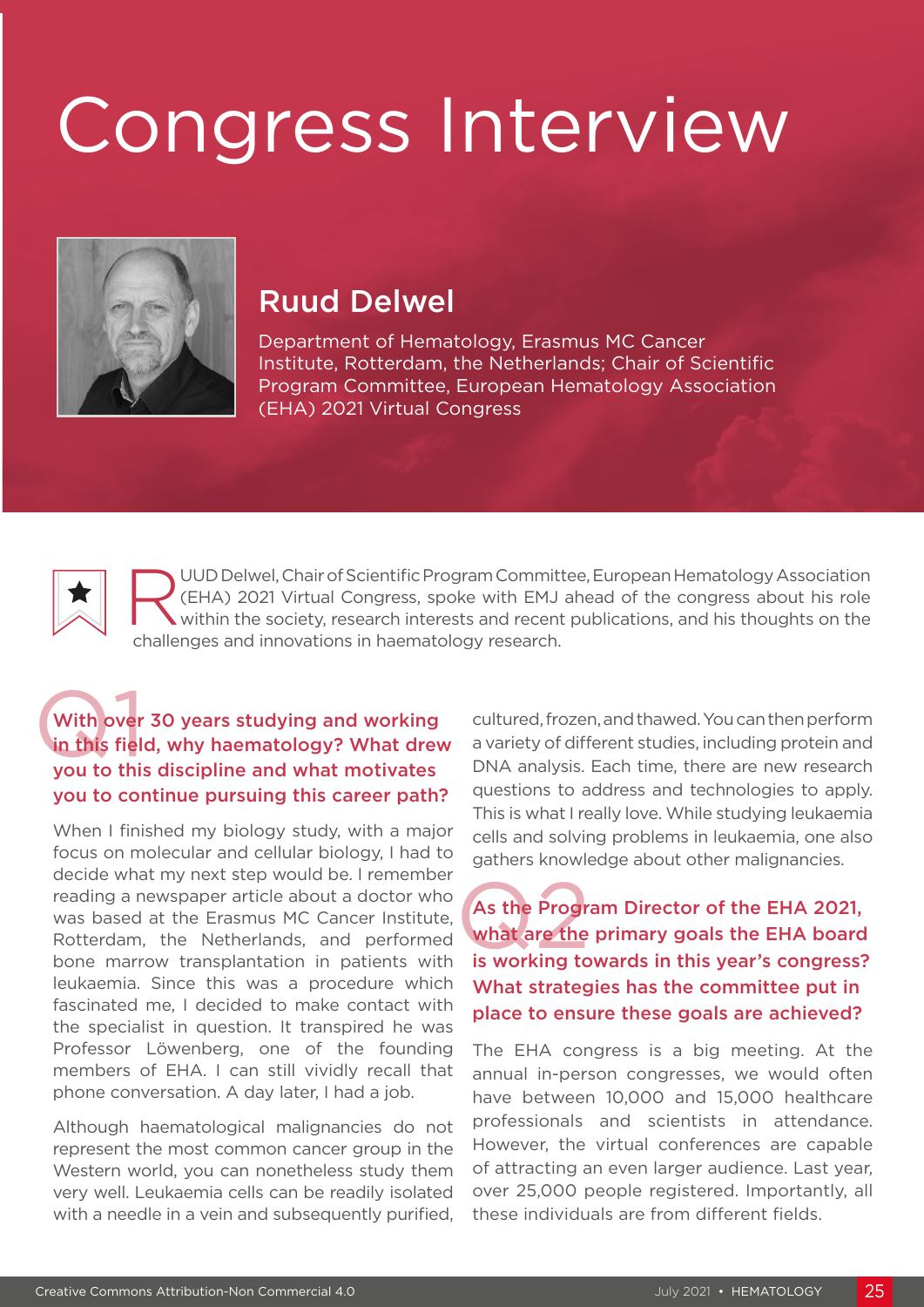# Congress Interview

## Ruud Delwel

Department of Hematology, Erasmus MC Cancer Institute, Rotterdam, the Netherlands; Chair of Scientific Program Committee, European Hematology Association (EHA) 2021 Virtual Congress

RUUD Delwel, Chair of Scientific Program Committee, European Hematology Association (EHA) 2021 Virtual Congress, spoke with EMJ ahead of the congress about his role within the society, research interests and recent publications, and his thoughts on the challenges and innovations in haematology research.

### Q1 With over 30 years studying and working in this field, why haematology? What drew you to this discipline and what motivates you to continue pursuing this career path?

When I finished my biology study, with a major focus on molecular and cellular biology, I had to decide what my next step would be. I remember reading a newspaper article about a doctor who was based at the Erasmus MC Cancer Institute, Rotterdam, the Netherlands, and performed bone marrow transplantation in patients with leukaemia. Since this was a procedure which fascinated me, I decided to make contact with the specialist in question. It transpired he was Professor Löwenberg, one of the founding members of EHA. I can still vividly recall that phone conversation. A day later, I had a job.

Although haematological malignancies do not represent the most common cancer group in the Western world, you can nonetheless study them very well. Leukaemia cells can be readily isolated with a needle in a vein and subsequently purified, cultured, frozen, and thawed. You can then perform a variety of different studies, including protein and DNA analysis. Each time, there are new research questions to address and technologies to apply. This is what I really love. While studying leukaemia cells and solving problems in leukaemia, one also gathers knowledge about other malignancies.

### Q2 As the Program Director of the EHA 2021, what are the primary goals the EHA board is working towards in this year's congress? What strategies has the committee put in place to ensure these goals are achieved?

The EHA congress is a big meeting. At the annual in-person congresses, we would often have between 10,000 and 15,000 healthcare professionals and scientists in attendance. However, the virtual conferences are capable of attracting an even larger audience. Last year, over 25,000 people registered. Importantly, all these individuals are from different fields.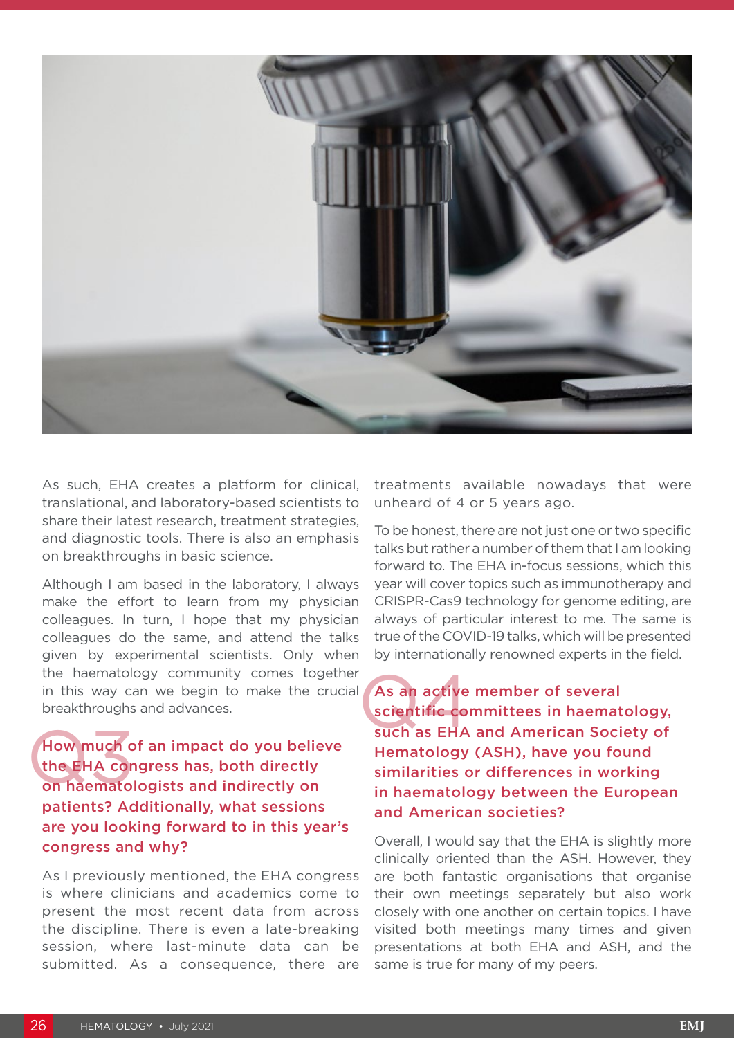As such, EHA creates a platform for clinical, translational, and laboratory-based scientists to share their latest research, treatment strategies, and diagnostic tools. There is also an emphasis on breakthroughs in basic science.

Although I am based in the laboratory, I always make the effort to learn from my physician colleagues. In turn, I hope that my physician colleagues do the same, and attend the talks given by experimental scientists. Only when the haematology community comes together in this way can we begin to make the crucial breakthroughs and advances.

## Q3 How much of an impact do you believe the EHA congress has, both directly on haematologists and indirectly on patients? Additionally, what sessions are you looking forward to in this year's congress and why?

As I previously mentioned, the EHA congress is where clinicians and academics come to present the most recent data from across the discipline. There is even a late-breaking session, where last-minute data can be submitted. As a consequence, there are treatments available nowadays that were unheard of 4 or 5 years ago.

To be honest, there are not just one or two specific talks but rather a number of them that I am looking forward to. The EHA in-focus sessions, which this year will cover topics such as immunotherapy and CRISPR-Cas9 technology for genome editing, are always of particular interest to me. The same is true of the COVID-19 talks, which will be presented by internationally renowned experts in the field.

## Q4 As an active member of several scientific committees in haematology, such as EHA and American Society of Hematology (ASH), have you found similarities or differences in working in haematology between the European and American societies?

Overall, I would say that the EHA is slightly more clinically oriented than the ASH. However, they are both fantastic organisations that organise their own meetings separately but also work closely with one another on certain topics. I have visited both meetings many times and given presentations at both EHA and ASH, and the same is true for many of my peers.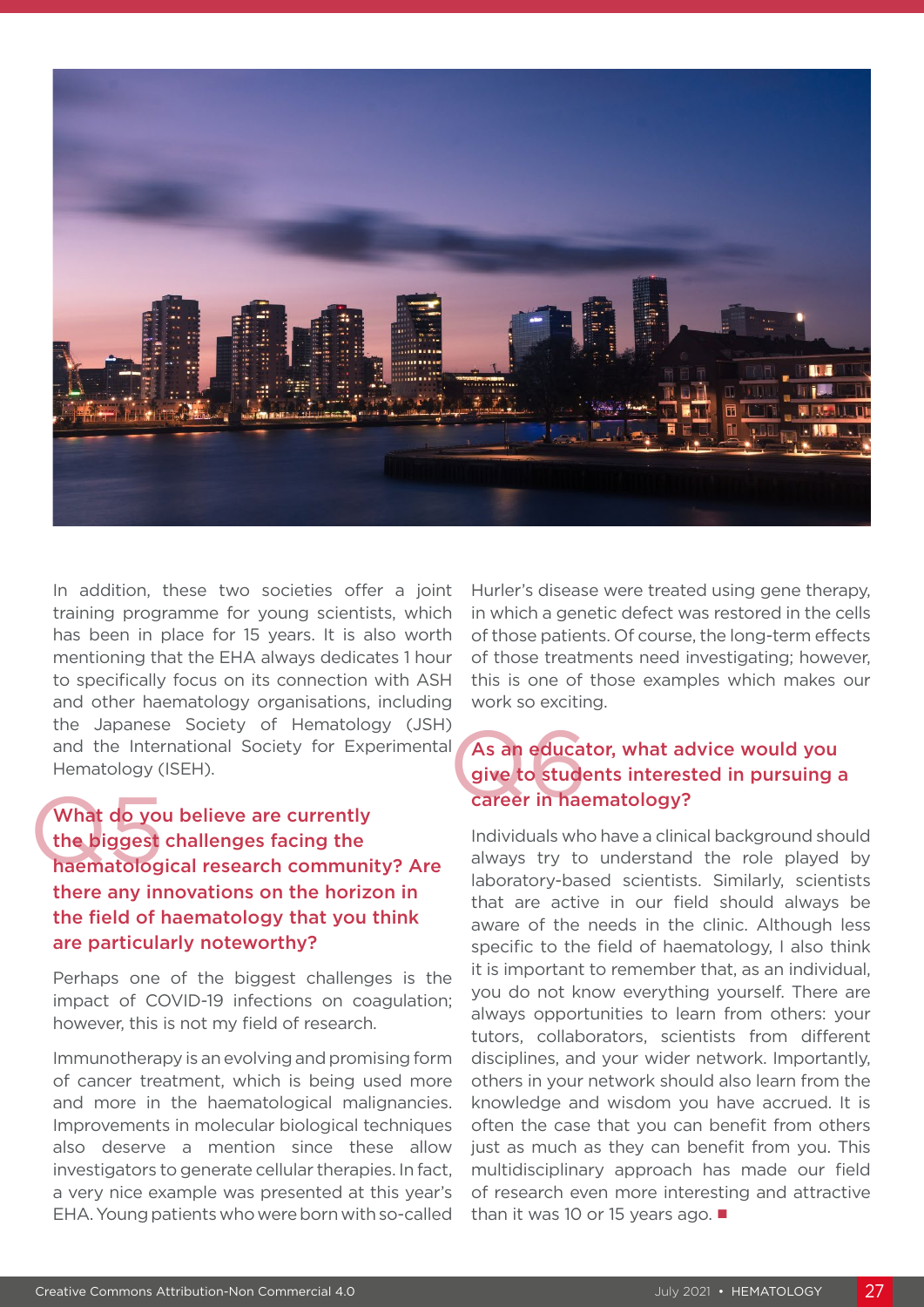In addition, these two societies offer a joint training programme for young scientists, which has been in place for 15 years. It is also worth mentioning that the EHA always dedicates 1 hour to specifically focus on its connection with ASH and other haematology organisations, including the Japanese Society of Hematology (JSH) and the International Society for Experimental Hematology (ISEH).

## Q5 What do you believe are currently the biggest challenges facing the haematological research community? Are there any innovations on the horizon in the field of haematology that you think are particularly noteworthy?

Perhaps one of the biggest challenges is the impact of COVID-19 infections on coagulation; however, this is not my field of research.

Immunotherapy is an evolving and promising form of cancer treatment, which is being used more and more in the haematological malignancies. Improvements in molecular biological techniques also deserve a mention since these allow investigators to generate cellular therapies. In fact, a very nice example was presented at this year's EHA. Young patients who were born with so-called Hurler's disease were treated using gene therapy, in which a genetic defect was restored in the cells of those patients. Of course, the long-term effects of those treatments need investigating; however, this is one of those examples which makes our work so exciting.

## Q6 As an educator, what advice would you give to students interested in pursuing a career in haematology?

Individuals who have a clinical background should always try to understand the role played by laboratory-based scientists. Similarly, scientists that are active in our field should always be aware of the needs in the clinic. Although less specific to the field of haematology, I also think it is important to remember that, as an individual, you do not know everything yourself. There are always opportunities to learn from others: your tutors, collaborators, scientists from different disciplines, and your wider network. Importantly, others in your network should also learn from the knowledge and wisdom you have accrued. It is often the case that you can benefit from others just as much as they can benefit from you. This multidisciplinary approach has made our field of research even more interesting and attractive than it was 10 or 15 years ago. ■